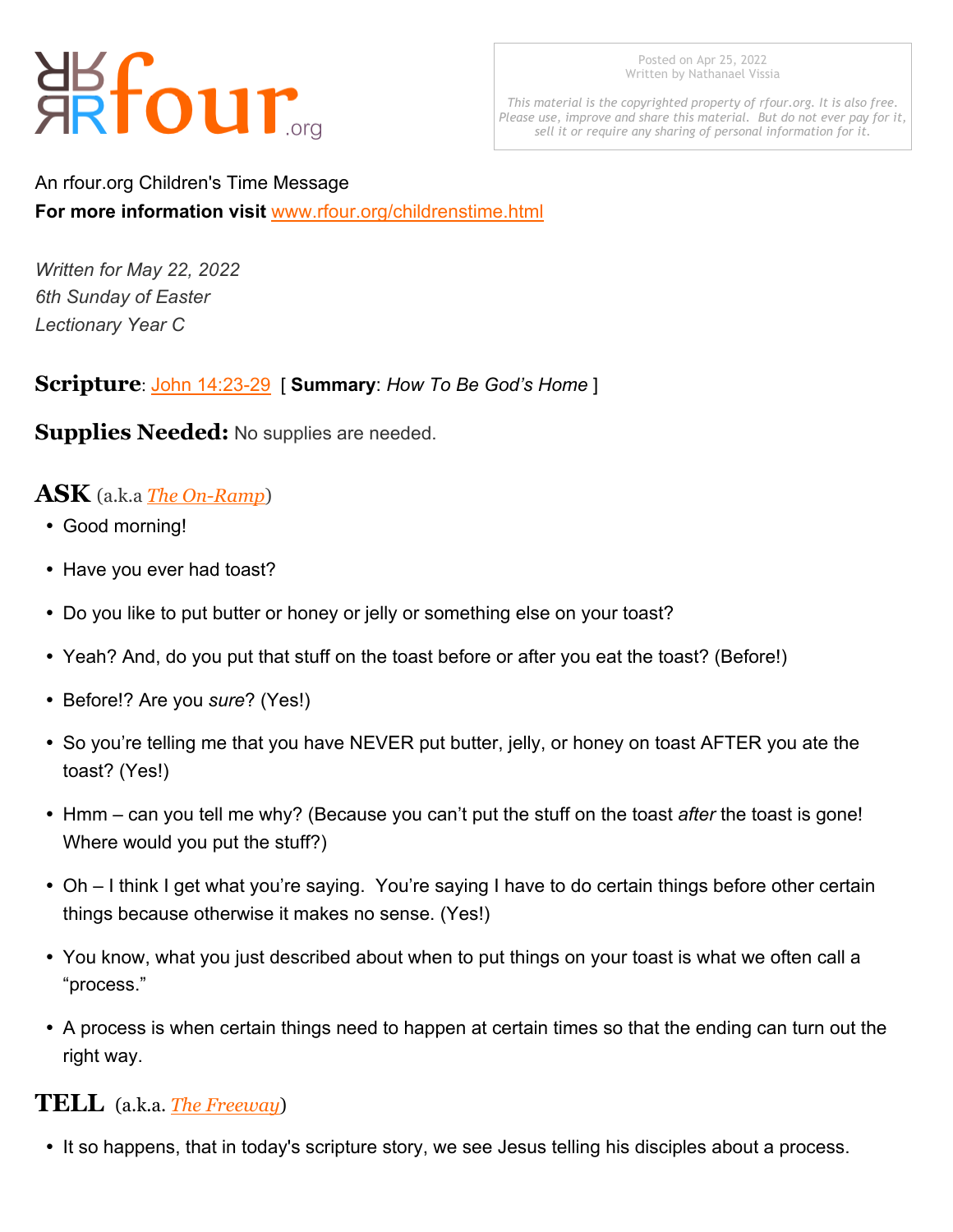rfour.org

Posted on Apr 25, 2022
Written by Nathanael Vissia

*This material is the copyrighted property of rfour.org. It is also free. Please use, improve and share this material. But do not ever pay for it, sell it or require any sharing of personal information for it.*

An rfour.org Children's Time Message
**For more information visit** www.rfour.org/childrenstime.html

*Written for May 22, 2022*
*6th Sunday of Easter*
*Lectionary Year C*

**Scripture**: John 14:23-29 [ **Summary**: *How To Be God's Home* ]

**Supplies Needed:** No supplies are needed.

## ASK (a.k.a *The On-Ramp*)

- Good morning!
- Have you ever had toast?
- Do you like to put butter or honey or jelly or something else on your toast?
- Yeah? And, do you put that stuff on the toast before or after you eat the toast? (Before!)
- Before!? Are you *sure*? (Yes!)
- So you're telling me that you have NEVER put butter, jelly, or honey on toast AFTER you ate the toast? (Yes!)
- Hmm – can you tell me why? (Because you can't put the stuff on the toast *after* the toast is gone! Where would you put the stuff?)
- Oh – I think I get what you're saying. You're saying I have to do certain things before other certain things because otherwise it makes no sense. (Yes!)
- You know, what you just described about when to put things on your toast is what we often call a "process."
- A process is when certain things need to happen at certain times so that the ending can turn out the right way.

## TELL (a.k.a. *The Freeway*)

- It so happens, that in today's scripture story, we see Jesus telling his disciples about a process.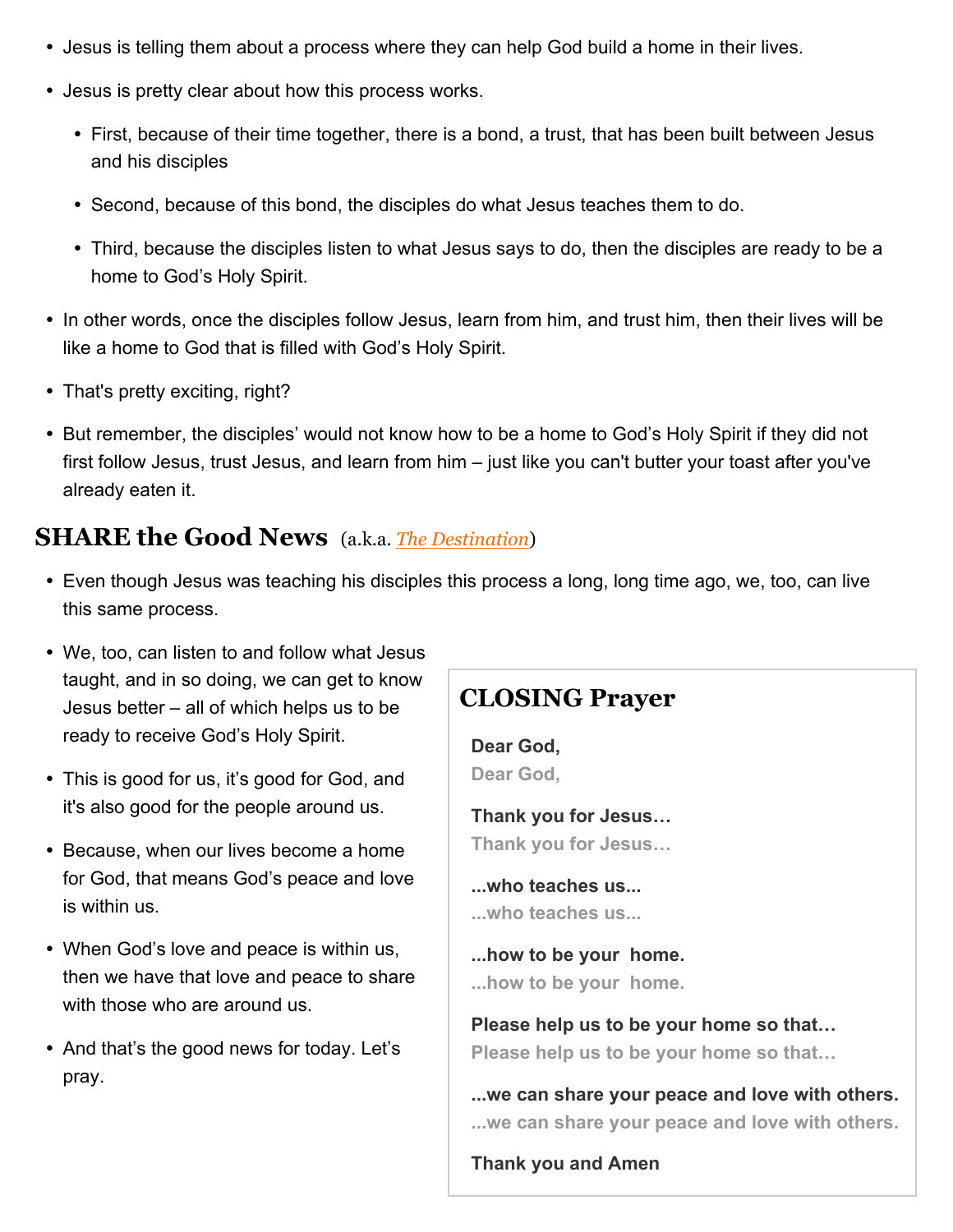- Jesus is telling them about a process where they can help God build a home in their lives.
- Jesus is pretty clear about how this process works.
    - First, because of their time together, there is a bond, a trust, that has been built between Jesus and his disciples
    - Second, because of this bond, the disciples do what Jesus teaches them to do.
    - Third, because the disciples listen to what Jesus says to do, then the disciples are ready to be a home to God's Holy Spirit.
- In other words, once the disciples follow Jesus, learn from him, and trust him, then their lives will be like a home to God that is filled with God's Holy Spirit.
- That's pretty exciting, right?
- But remember, the disciples' would not know how to be a home to God's Holy Spirit if they did not first follow Jesus, trust Jesus, and learn from him – just like you can't butter your toast after you've already eaten it.

## SHARE the Good News (a.k.a. *The Destination*)

- Even though Jesus was teaching his disciples this process a long, long time ago, we, too, can live this same process.
- We, too, can listen to and follow what Jesus taught, and in so doing, we can get to know Jesus better – all of which helps us to be ready to receive God's Holy Spirit.
- This is good for us, it's good for God, and it's also good for the people around us.
- Because, when our lives become a home for God, that means God's peace and love is within us.
- When God's love and peace is within us, then we have that love and peace to share with those who are around us.
- And that's the good news for today. Let's pray.

## CLOSING Prayer

**Dear God,**
Dear God,

**Thank you for Jesus…**
Thank you for Jesus…

**...who teaches us...**
...who teaches us...

**...how to be your home.**
...how to be your home.

**Please help us to be your home so that…**
Please help us to be your home so that…

**...we can share your peace and love with others.**
...we can share your peace and love with others.

**Thank you and Amen**